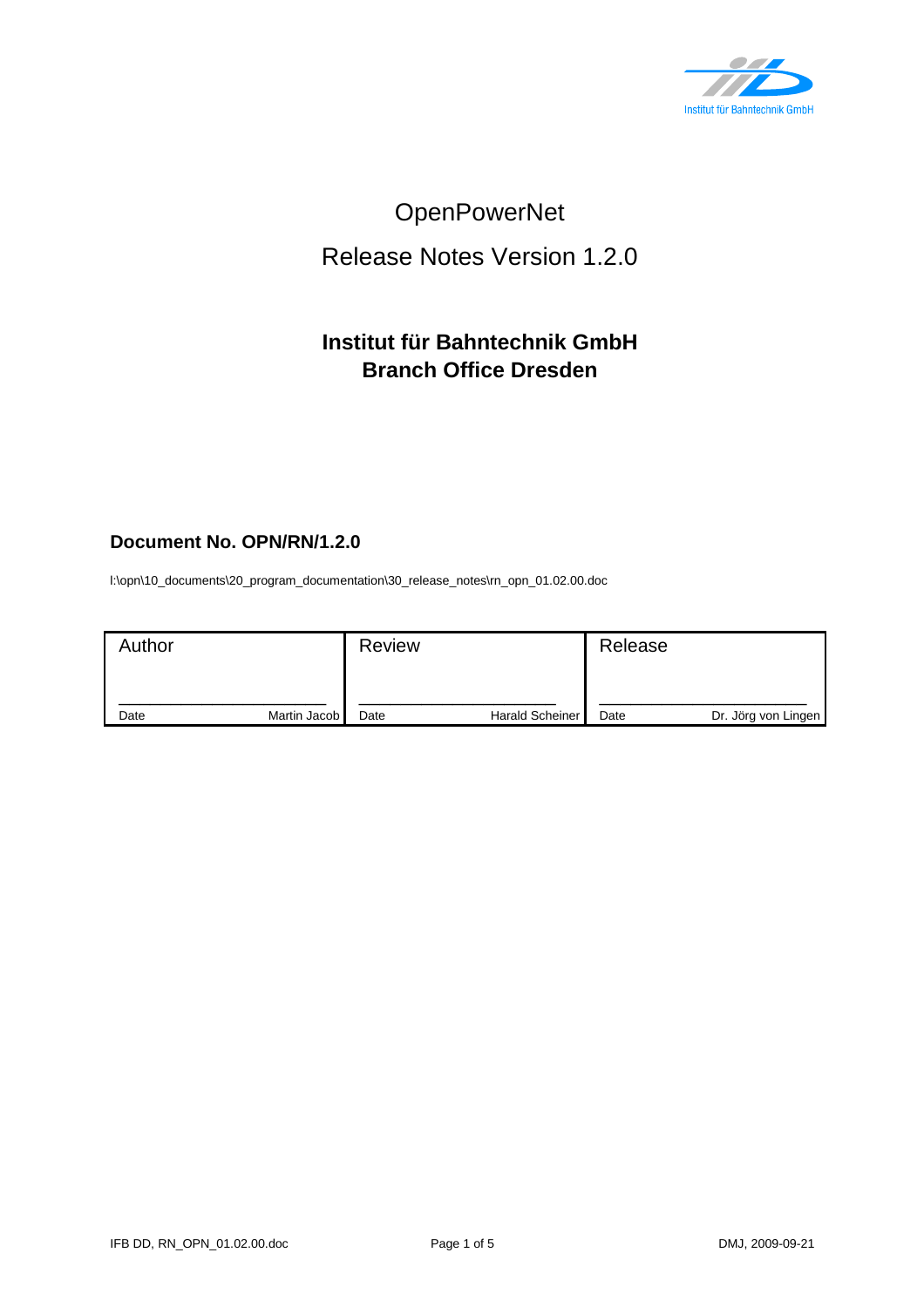Institut für Bahntechnik GmbH

# OpenPowerNet

# Release Notes Version 1.2.0

**Institut für Bahntechnik GmbH**
**Branch Office Dresden**

**Document No. OPN/RN/1.2.0**

I:\opn\10_documents\20_program_documentation\30_release_notes\rn_opn_01.02.00.doc

| Author | Review | Release |
|---|---|---|
| ________________________ | ________________________ | ________________________ |
| Date Martin Jacob | Date Harald Scheiner | Date Dr. Jörg von Lingen |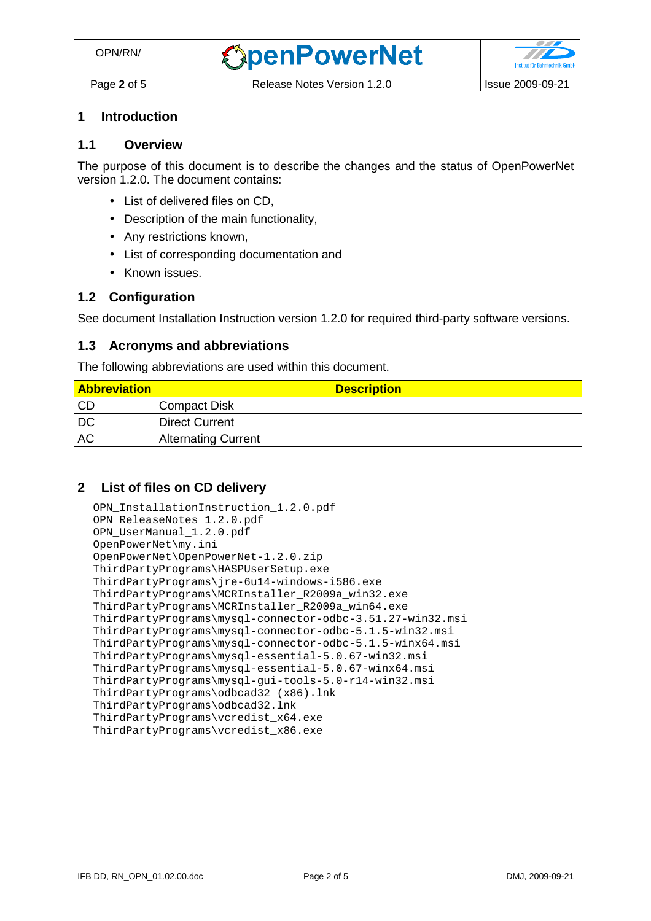# 1 Introduction

## 1.1 Overview

The purpose of this document is to describe the changes and the status of OpenPowerNet version 1.2.0. The document contains:

- List of delivered files on CD,
- Description of the main functionality,
- Any restrictions known,
- List of corresponding documentation and
- Known issues.

## 1.2 Configuration

See document Installation Instruction version 1.2.0 for required third-party software versions.

## 1.3 Acronyms and abbreviations

The following abbreviations are used within this document.

| Abbreviation | Description |
|---|---|
| CD | Compact Disk |
| DC | Direct Current |
| AC | Alternating Current |

# 2 List of files on CD delivery

```
OPN_InstallationInstruction_1.2.0.pdf
OPN_ReleaseNotes_1.2.0.pdf
OPN_UserManual_1.2.0.pdf
OpenPowerNet\my.ini
OpenPowerNet\OpenPowerNet-1.2.0.zip
ThirdPartyPrograms\HASPUserSetup.exe
ThirdPartyPrograms\jre-6u14-windows-i586.exe
ThirdPartyPrograms\MCRInstaller_R2009a_win32.exe
ThirdPartyPrograms\MCRInstaller_R2009a_win64.exe
ThirdPartyPrograms\mysql-connector-odbc-3.51.27-win32.msi
ThirdPartyPrograms\mysql-connector-odbc-5.1.5-win32.msi
ThirdPartyPrograms\mysql-connector-odbc-5.1.5-winx64.msi
ThirdPartyPrograms\mysql-essential-5.0.67-win32.msi
ThirdPartyPrograms\mysql-essential-5.0.67-winx64.msi
ThirdPartyPrograms\mysql-gui-tools-5.0-r14-win32.msi
ThirdPartyPrograms\odbcad32 (x86).lnk
ThirdPartyPrograms\odbcad32.lnk
ThirdPartyPrograms\vcredist_x64.exe
ThirdPartyPrograms\vcredist_x86.exe
```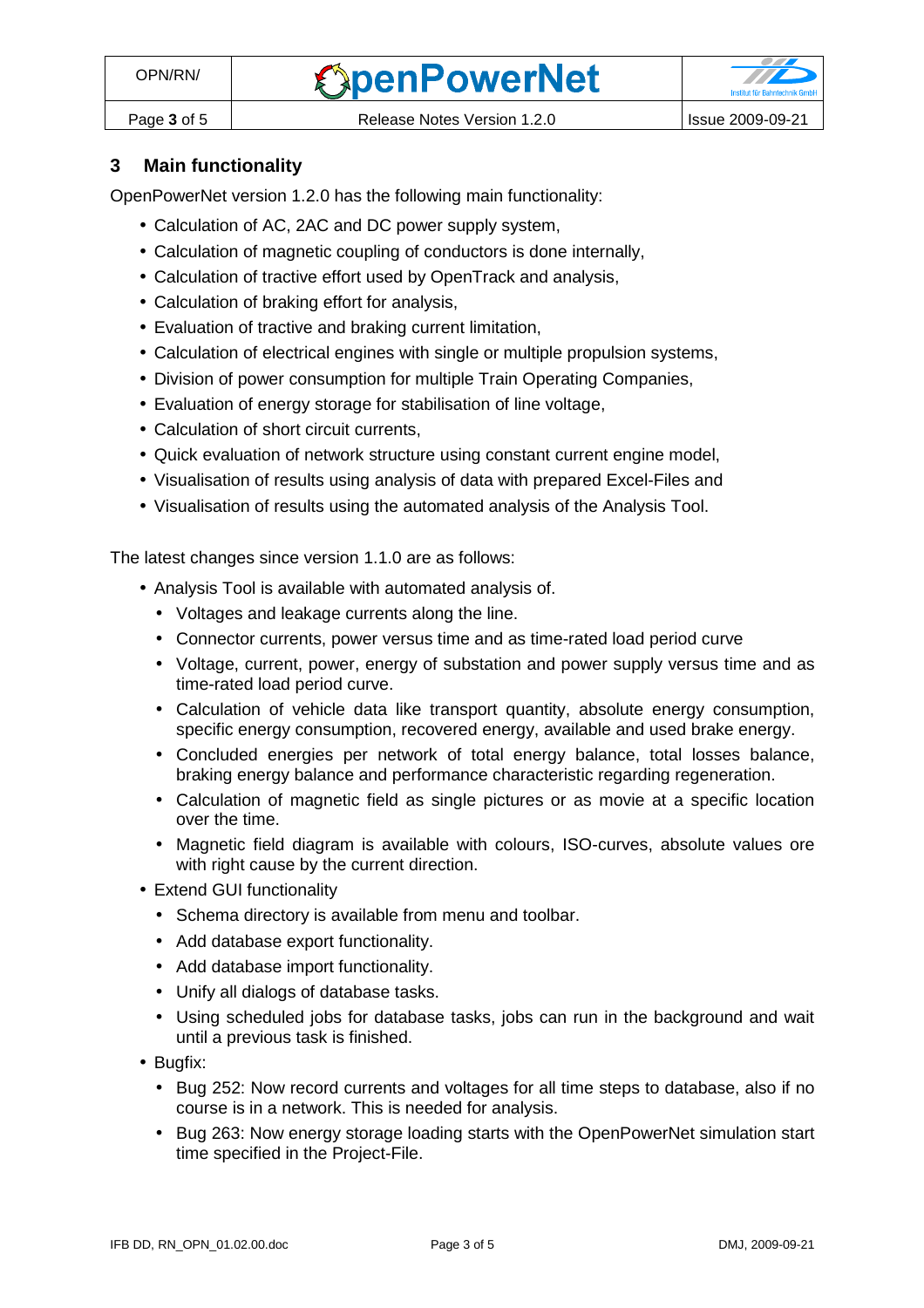## 3 Main functionality

OpenPowerNet version 1.2.0 has the following main functionality:

- Calculation of AC, 2AC and DC power supply system,
- Calculation of magnetic coupling of conductors is done internally,
- Calculation of tractive effort used by OpenTrack and analysis,
- Calculation of braking effort for analysis,
- Evaluation of tractive and braking current limitation,
- Calculation of electrical engines with single or multiple propulsion systems,
- Division of power consumption for multiple Train Operating Companies,
- Evaluation of energy storage for stabilisation of line voltage,
- Calculation of short circuit currents,
- Quick evaluation of network structure using constant current engine model,
- Visualisation of results using analysis of data with prepared Excel-Files and
- Visualisation of results using the automated analysis of the Analysis Tool.

The latest changes since version 1.1.0 are as follows:

- Analysis Tool is available with automated analysis of.
  - Voltages and leakage currents along the line.
  - Connector currents, power versus time and as time-rated load period curve
  - Voltage, current, power, energy of substation and power supply versus time and as time-rated load period curve.
  - Calculation of vehicle data like transport quantity, absolute energy consumption, specific energy consumption, recovered energy, available and used brake energy.
  - Concluded energies per network of total energy balance, total losses balance, braking energy balance and performance characteristic regarding regeneration.
  - Calculation of magnetic field as single pictures or as movie at a specific location over the time.
  - Magnetic field diagram is available with colours, ISO-curves, absolute values ore with right cause by the current direction.
- Extend GUI functionality
  - Schema directory is available from menu and toolbar.
  - Add database export functionality.
  - Add database import functionality.
  - Unify all dialogs of database tasks.
  - Using scheduled jobs for database tasks, jobs can run in the background and wait until a previous task is finished.
- Bugfix:
  - Bug 252: Now record currents and voltages for all time steps to database, also if no course is in a network. This is needed for analysis.
  - Bug 263: Now energy storage loading starts with the OpenPowerNet simulation start time specified in the Project-File.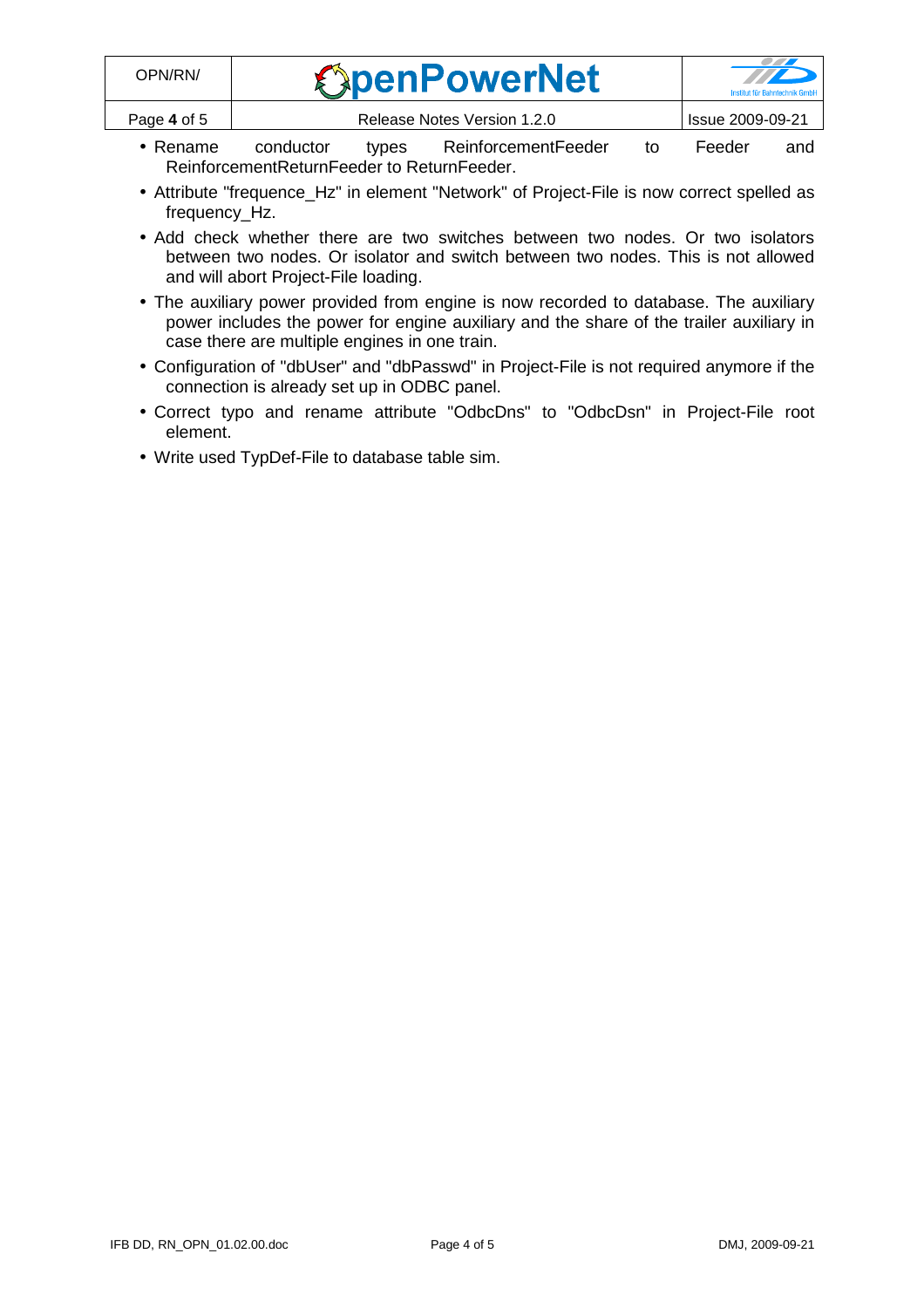- Rename conductor types ReinforcementFeeder to Feeder and ReinforcementReturnFeeder to ReturnFeeder.
- Attribute "frequence_Hz" in element "Network" of Project-File is now correct spelled as frequency_Hz.
- Add check whether there are two switches between two nodes. Or two isolators between two nodes. Or isolator and switch between two nodes. This is not allowed and will abort Project-File loading.
- The auxiliary power provided from engine is now recorded to database. The auxiliary power includes the power for engine auxiliary and the share of the trailer auxiliary in case there are multiple engines in one train.
- Configuration of "dbUser" and "dbPasswd" in Project-File is not required anymore if the connection is already set up in ODBC panel.
- Correct typo and rename attribute "OdbcDns" to "OdbcDsn" in Project-File root element.
- Write used TypDef-File to database table sim.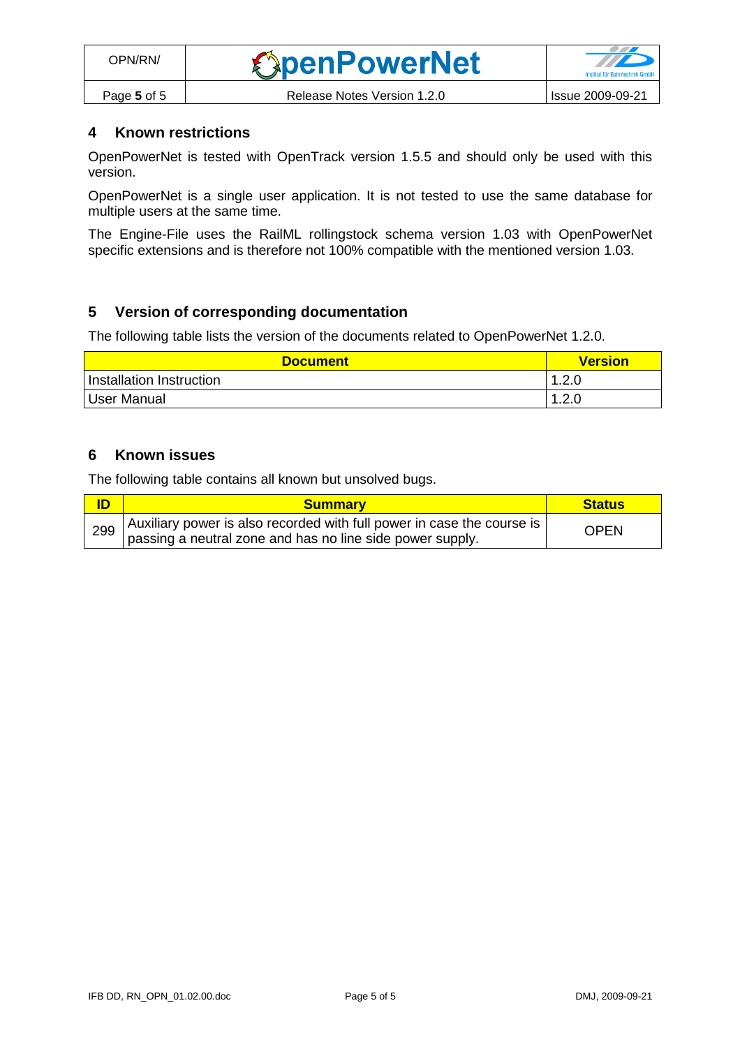## 4 Known restrictions

OpenPowerNet is tested with OpenTrack version 1.5.5 and should only be used with this version.

OpenPowerNet is a single user application. It is not tested to use the same database for multiple users at the same time.

The Engine-File uses the RailML rollingstock schema version 1.03 with OpenPowerNet specific extensions and is therefore not 100% compatible with the mentioned version 1.03.

## 5 Version of corresponding documentation

The following table lists the version of the documents related to OpenPowerNet 1.2.0.

| Document | Version |
|---|---|
| Installation Instruction | 1.2.0 |
| User Manual | 1.2.0 |

## 6 Known issues

The following table contains all known but unsolved bugs.

| ID | Summary | Status |
|---|---|---|
| 299 | Auxiliary power is also recorded with full power in case the course is passing a neutral zone and has no line side power supply. | OPEN |